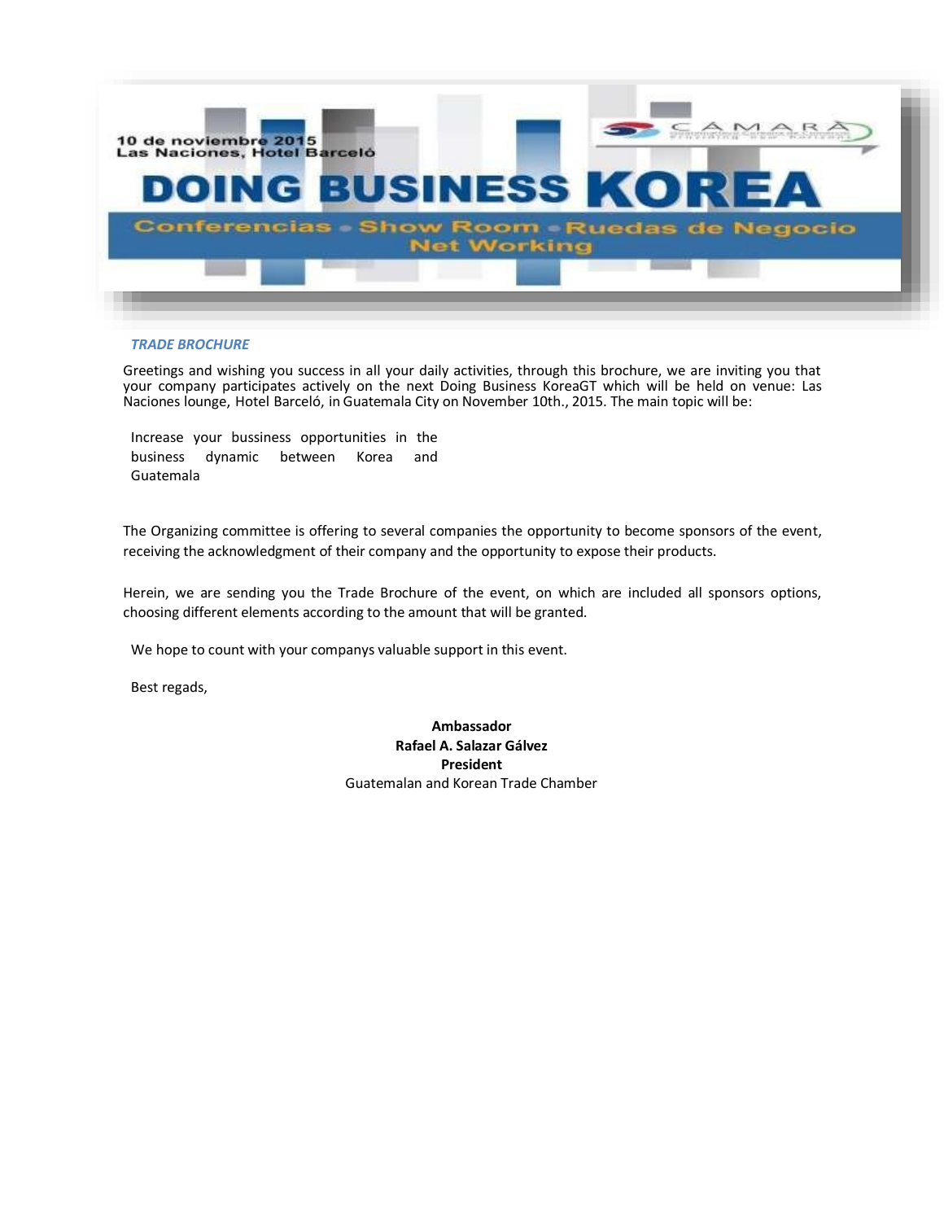10 de noviembre 2015
Las Naciones, Hotel Barceló

# DOING BUSINESS KOREA

Conferencias • Show Room • Ruedas de Negocio
Net Working

*TRADE BROCHURE*

Greetings and wishing you success in all your daily activities, through this brochure, we are inviting you that your company participates actively on the next Doing Business KoreaGT which will be held on venue: Las Naciones lounge, Hotel Barceló, in Guatemala City on November 10th., 2015. The main topic will be:

Increase your bussiness opportunities in the business dynamic between Korea and Guatemala

The Organizing committee is offering to several companies the opportunity to become sponsors of the event, receiving the acknowledgment of their company and the opportunity to expose their products.

Herein, we are sending you the Trade Brochure of the event, on which are included all sponsors options, choosing different elements according to the amount that will be granted.

We hope to count with your companys valuable support in this event.

Best regads,

**Ambassador**
**Rafael A. Salazar Gálvez**
**President**
Guatemalan and Korean Trade Chamber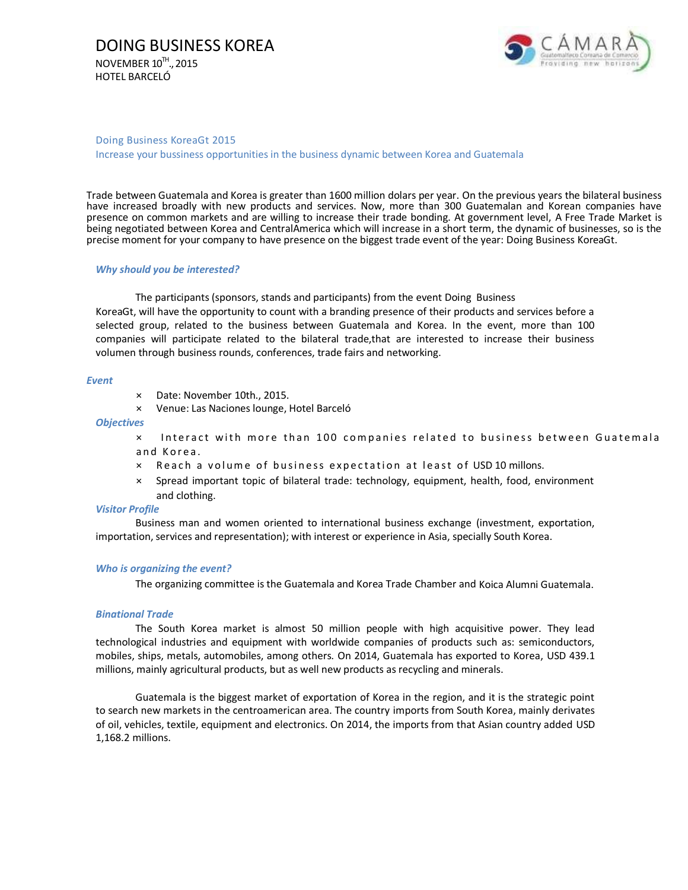# DOING BUSINESS KOREA

NOVEMBER 10TH., 2015
HOTEL BARCELÓ

Doing Business KoreaGt 2015
Increase your bussiness opportunities in the business dynamic between Korea and Guatemala

Trade between Guatemala and Korea is greater than 1600 million dolars per year. On the previous years the bilateral business have increased broadly with new products and services. Now, more than 300 Guatemalan and Korean companies have presence on common markets and are willing to increase their trade bonding. At government level, A Free Trade Market is being negotiated between Korea and CentralAmerica which will increase in a short term, the dynamic of businesses, so is the precise moment for your company to have presence on the biggest trade event of the year: Doing Business KoreaGt.

### *Why should you be interested?*

The participants (sponsors, stands and participants) from the event Doing Business KoreaGt, will have the opportunity to count with a branding presence of their products and services before a selected group, related to the business between Guatemala and Korea. In the event, more than 100 companies will participate related to the bilateral trade,that are interested to increase their business volumen through business rounds, conferences, trade fairs and networking.

### *Event*

- Date: November 10th., 2015.
- Venue: Las Naciones lounge, Hotel Barceló

### *Objectives*

- Interact with more than 100 companies related to business between Guatemala and Korea.
- Reach a volume of business expectation at least of USD 10 millons.
- Spread important topic of bilateral trade: technology, equipment, health, food, environment and clothing.

### *Visitor Profile*

Business man and women oriented to international business exchange (investment, exportation, importation, services and representation); with interest or experience in Asia, specially South Korea.

### *Who is organizing the event?*

The organizing committee is the Guatemala and Korea Trade Chamber and Koica Alumni Guatemala.

### *Binational Trade*

The South Korea market is almost 50 million people with high acquisitive power. They lead technological industries and equipment with worldwide companies of products such as: semiconductors, mobiles, ships, metals, automobiles, among others. On 2014, Guatemala has exported to Korea, USD 439.1 millions, mainly agricultural products, but as well new products as recycling and minerals.

Guatemala is the biggest market of exportation of Korea in the region, and it is the strategic point to search new markets in the centroamerican area. The country imports from South Korea, mainly derivates of oil, vehicles, textile, equipment and electronics. On 2014, the imports from that Asian country added USD 1,168.2 millions.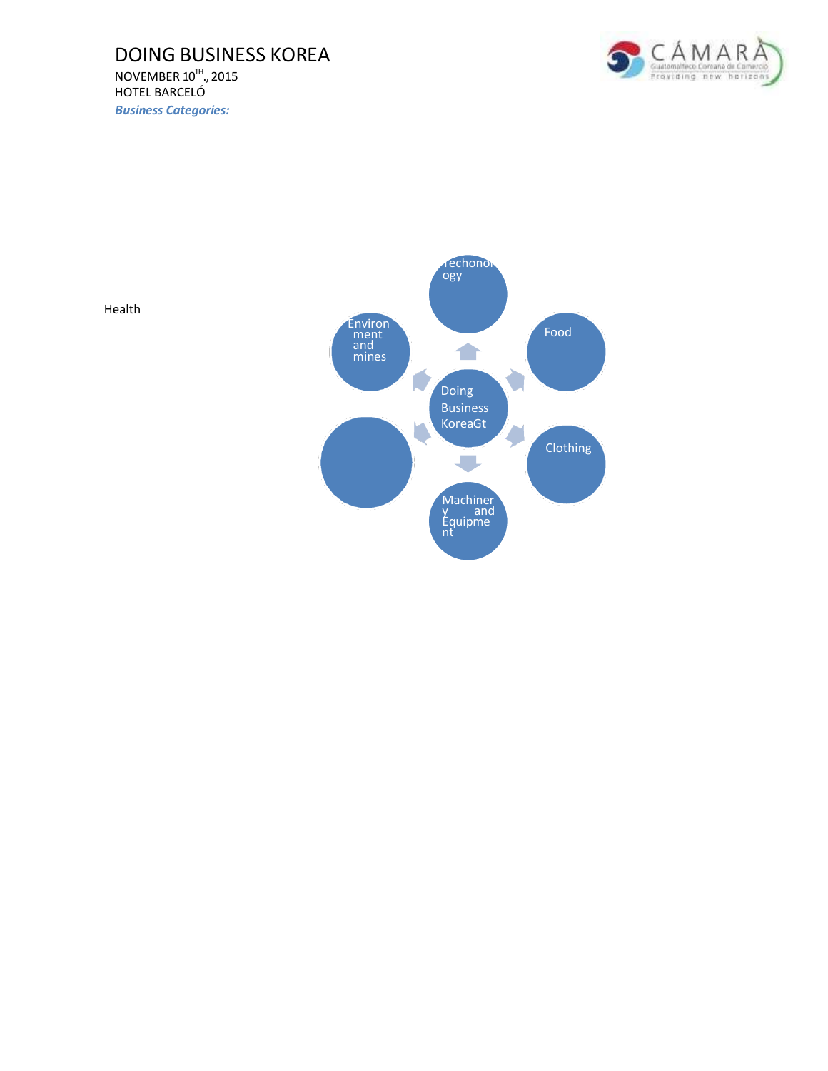DOING BUSINESS KOREA

NOVEMBER 10TH., 2015

HOTEL BARCELÓ

***Business Categories:***

Health

Doing Business KoreaGt

Techonology

Food

Clothing

Machinery and Equipment

Environment and mines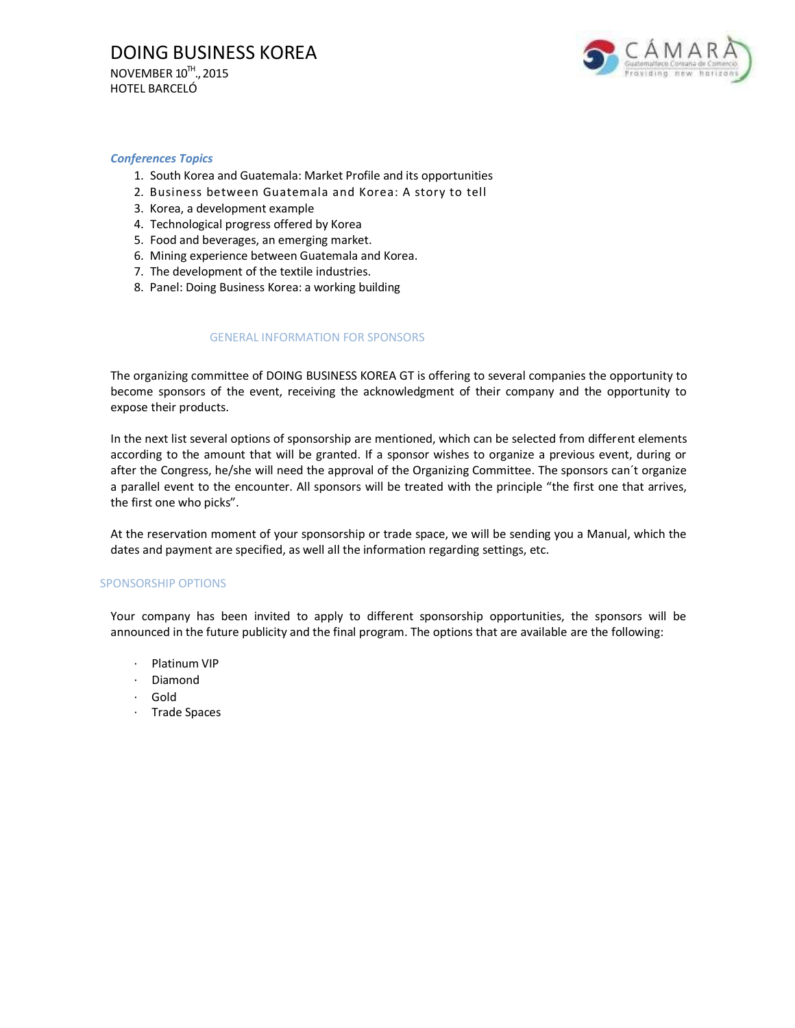# DOING BUSINESS KOREA

NOVEMBER 10$^{TH}$., 2015
HOTEL BARCELÓ

***Conferences Topics***

1. South Korea and Guatemala: Market Profile and its opportunities
2. Business between Guatemala and Korea: A story to tell
3. Korea, a development example
4. Technological progress offered by Korea
5. Food and beverages, an emerging market.
6. Mining experience between Guatemala and Korea.
7. The development of the textile industries.
8. Panel: Doing Business Korea: a working building

## GENERAL INFORMATION FOR SPONSORS

The organizing committee of DOING BUSINESS KOREA GT is offering to several companies the opportunity to become sponsors of the event, receiving the acknowledgment of their company and the opportunity to expose their products.

In the next list several options of sponsorship are mentioned, which can be selected from different elements according to the amount that will be granted. If a sponsor wishes to organize a previous event, during or after the Congress, he/she will need the approval of the Organizing Committee. The sponsors can´t organize a parallel event to the encounter. All sponsors will be treated with the principle "the first one that arrives, the first one who picks".

At the reservation moment of your sponsorship or trade space, we will be sending you a Manual, which the dates and payment are specified, as well all the information regarding settings, etc.

## SPONSORSHIP OPTIONS

Your company has been invited to apply to different sponsorship opportunities, the sponsors will be announced in the future publicity and the final program. The options that are available are the following:

- Platinum VIP
- Diamond
- Gold
- Trade Spaces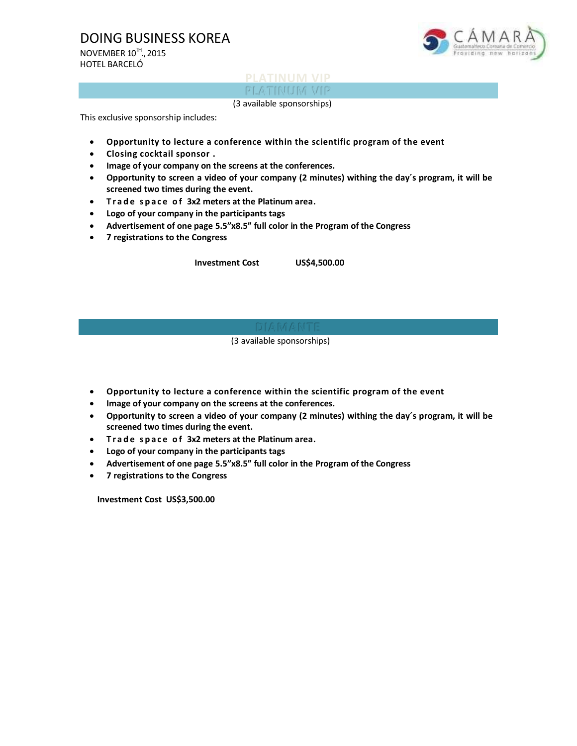# DOING BUSINESS KOREA

NOVEMBER 10$^{TH}$., 2015
HOTEL BARCELÓ

## PLATINUM VIP

(3 available sponsorships)

This exclusive sponsorship includes:

- **Opportunity to lecture a conference within the scientific program of the event**
- **Closing cocktail sponsor .**
- **Image of your company on the screens at the conferences.**
- **Opportunity to screen a video of your company (2 minutes) withing the day´s program, it will be screened two times during the event.**
- **Trade space of 3x2 meters at the Platinum area.**
- **Logo of your company in the participants tags**
- **Advertisement of one page 5.5"x8.5" full color in the Program of the Congress**
- **7 registrations to the Congress**

**Investment Cost US$4,500.00**

## DIAMANTE

(3 available sponsorships)

- **Opportunity to lecture a conference within the scientific program of the event**
- **Image of your company on the screens at the conferences.**
- **Opportunity to screen a video of your company (2 minutes) withing the day´s program, it will be screened two times during the event.**
- **Trade space of 3x2 meters at the Platinum area.**
- **Logo of your company in the participants tags**
- **Advertisement of one page 5.5"x8.5" full color in the Program of the Congress**
- **7 registrations to the Congress**

**Investment Cost US$3,500.00**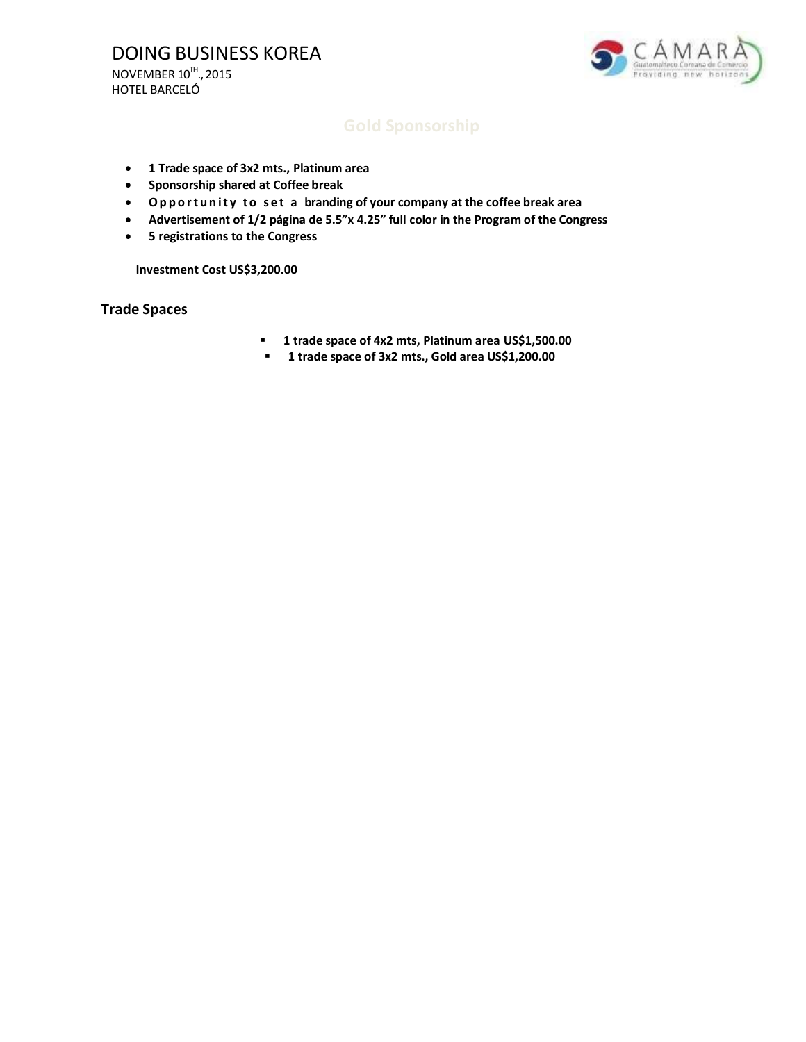# DOING BUSINESS KOREA

NOVEMBER 10TH., 2015

HOTEL BARCELÓ

## Gold Sponsorship

- **1 Trade space of 3x2 mts., Platinum area**
- **Sponsorship shared at Coffee break**
- **Opportunity to set a branding of your company at the coffee break area**
- **Advertisement of 1/2 página de 5.5”x 4.25” full color in the Program of the Congress**
- **5 registrations to the Congress**

**Investment Cost US$3,200.00**

## Trade Spaces

- **1 trade space of 4x2 mts, Platinum area US$1,500.00**
- **1 trade space of 3x2 mts., Gold area US$1,200.00**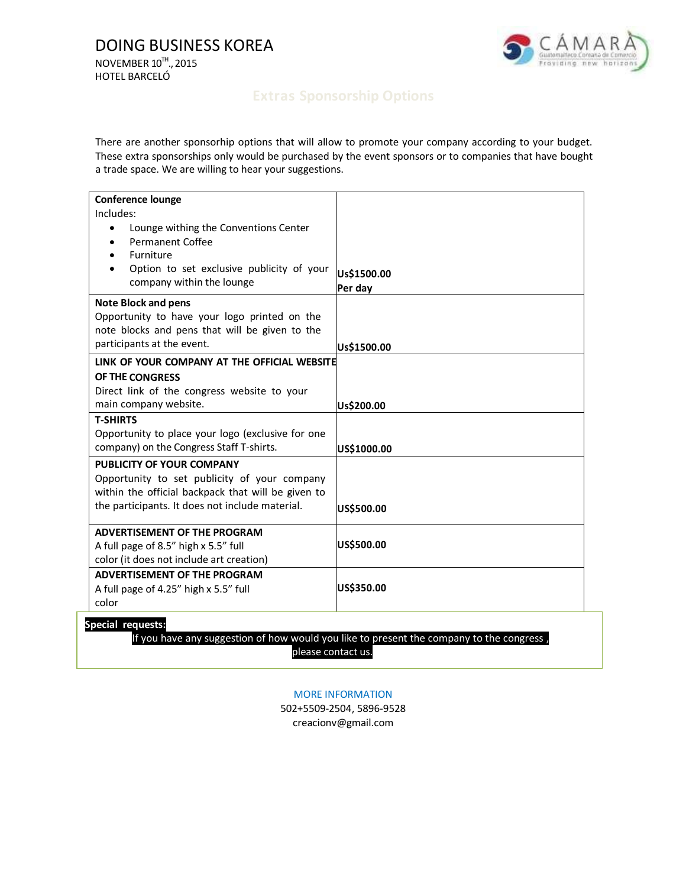# DOING BUSINESS KOREA

NOVEMBER 10TH., 2015
HOTEL BARCELÓ

## Extras Sponsorship Options

There are another sponsorhip options that will allow to promote your company according to your budget. These extra sponsorships only would be purchased by the event sponsors or to companies that have bought a trade space. We are willing to hear your suggestions.

| Option | Price |
|---|---|
| **Conference lounge**<br>Includes:<br>• Lounge withing the Conventions Center<br>• Permanent Coffee<br>• Furniture<br>• Option to set exclusive publicity of your company within the lounge | **Us$1500.00 Per day** |
| **Note Block and pens**<br>Opportunity to have your logo printed on the note blocks and pens that will be given to the participants at the event. | **Us$1500.00** |
| **LINK OF YOUR COMPANY AT THE OFFICIAL WEBSITE OF THE CONGRESS**<br>Direct link of the congress website to your main company website. | **Us$200.00** |
| **T-SHIRTS**<br>Opportunity to place your logo (exclusive for one company) on the Congress Staff T-shirts. | **US$1000.00** |
| **PUBLICITY OF YOUR COMPANY**<br>Opportunity to set publicity of your company within the official backpack that will be given to the participants. It does not include material. | **US$500.00** |
| **ADVERTISEMENT OF THE PROGRAM**<br>A full page of 8.5" high x 5.5" full color (it does not include art creation) | **US$500.00** |
| **ADVERTISEMENT OF THE PROGRAM**<br>A full page of 4.25" high x 5.5" full color | **US$350.00** |

**Special requests:**
If you have any suggestion of how would you like to present the company to the congress , please contact us.

MORE INFORMATION
502+5509-2504, 5896-9528
creacionv@gmail.com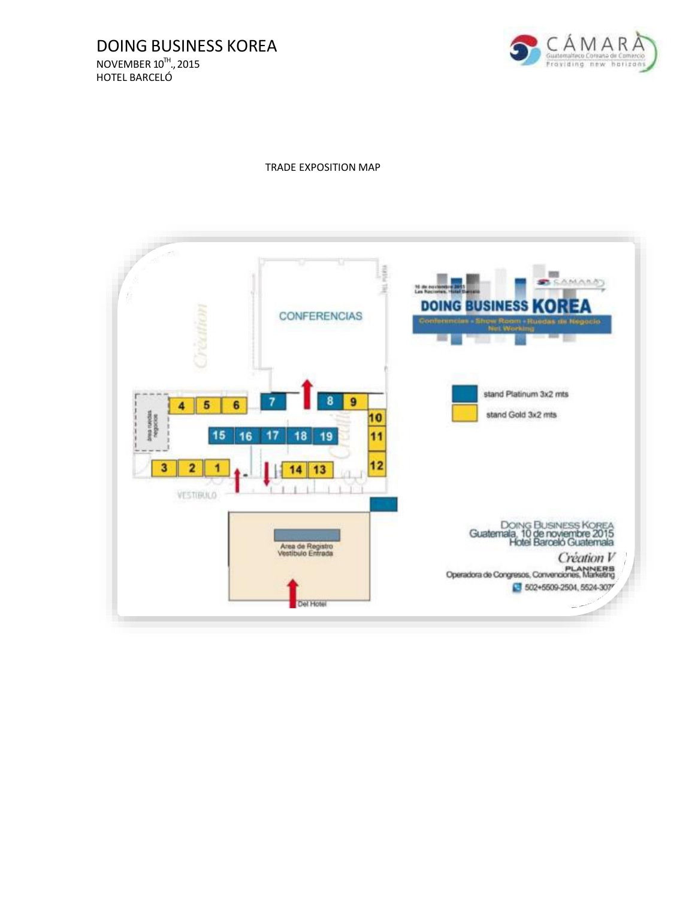DOING BUSINESS KOREA

NOVEMBER 10TH., 2015

HOTEL BARCELÓ

TRADE EXPOSITION MAP

CONFERENCIAS

4 5 6 7 8 9

10

15 16 17 18 19

11

3 2 1 14 13 12

area ruedas negocios

VESTIBULO

Area de Registro Vestibulo Entrada

Del Hotel

DOING BUSINESS KOREA

Conferencias • Show Room • Ruedas de Negocio Net Working

stand Platinum 3x2 mts

stand Gold 3x2 mts

DOING BUSINESS KOREA

Guatemala, 10 de noviembre 2015

Hotel Barceló Guatemala

Création V PLANNERS

Operadora de Congresos, Convenciones, Marketing

502+5509-2504, 5524-307